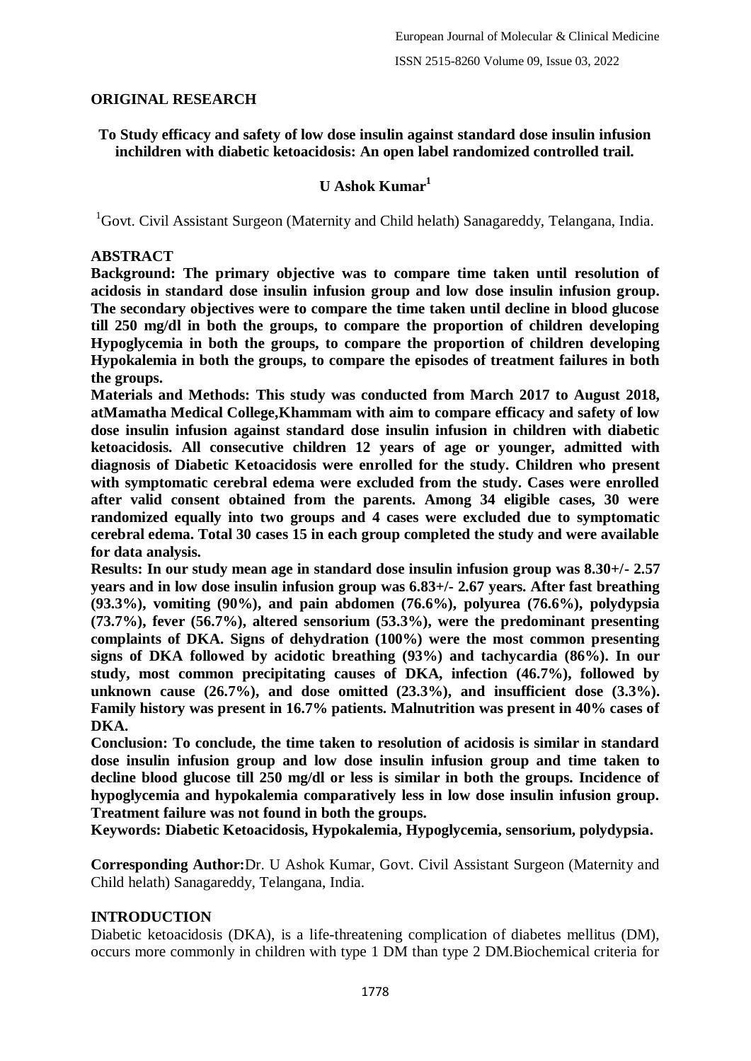## ORIGINAL RESEARCH

### To Study efficacy and safety of low dose insulin against standard dose insulin infusion inchildren with diabetic ketoacidosis: An open label randomized controlled trail.

**U Ashok Kumar[1]**

[1]Govt. Civil Assistant Surgeon (Maternity and Child helath) Sanagareddy, Telangana, India.

## ABSTRACT

**Background: The primary objective was to compare time taken until resolution of acidosis in standard dose insulin infusion group and low dose insulin infusion group. The secondary objectives were to compare the time taken until decline in blood glucose till 250 mg/dl in both the groups, to compare the proportion of children developing Hypoglycemia in both the groups, to compare the proportion of children developing Hypokalemia in both the groups, to compare the episodes of treatment failures in both the groups.**

**Materials and Methods: This study was conducted from March 2017 to August 2018, atMamatha Medical College,Khammam with aim to compare efficacy and safety of low dose insulin infusion against standard dose insulin infusion in children with diabetic ketoacidosis. All consecutive children 12 years of age or younger, admitted with diagnosis of Diabetic Ketoacidosis were enrolled for the study. Children who present with symptomatic cerebral edema were excluded from the study. Cases were enrolled after valid consent obtained from the parents. Among 34 eligible cases, 30 were randomized equally into two groups and 4 cases were excluded due to symptomatic cerebral edema. Total 30 cases 15 in each group completed the study and were available for data analysis.**

**Results: In our study mean age in standard dose insulin infusion group was 8.30+/- 2.57 years and in low dose insulin infusion group was 6.83+/- 2.67 years. After fast breathing (93.3%), vomiting (90%), and pain abdomen (76.6%), polyurea (76.6%), polydypsia (73.7%), fever (56.7%), altered sensorium (53.3%), were the predominant presenting complaints of DKA. Signs of dehydration (100%) were the most common presenting signs of DKA followed by acidotic breathing (93%) and tachycardia (86%). In our study, most common precipitating causes of DKA, infection (46.7%), followed by unknown cause (26.7%), and dose omitted (23.3%), and insufficient dose (3.3%). Family history was present in 16.7% patients. Malnutrition was present in 40% cases of DKA.**

**Conclusion: To conclude, the time taken to resolution of acidosis is similar in standard dose insulin infusion group and low dose insulin infusion group and time taken to decline blood glucose till 250 mg/dl or less is similar in both the groups. Incidence of hypoglycemia and hypokalemia comparatively less in low dose insulin infusion group. Treatment failure was not found in both the groups.**

**Keywords: Diabetic Ketoacidosis, Hypokalemia, Hypoglycemia, sensorium, polydypsia.**

**Corresponding Author:**Dr. U Ashok Kumar, Govt. Civil Assistant Surgeon (Maternity and Child helath) Sanagareddy, Telangana, India.

## INTRODUCTION

Diabetic ketoacidosis (DKA), is a life-threatening complication of diabetes mellitus (DM), occurs more commonly in children with type 1 DM than type 2 DM.Biochemical criteria for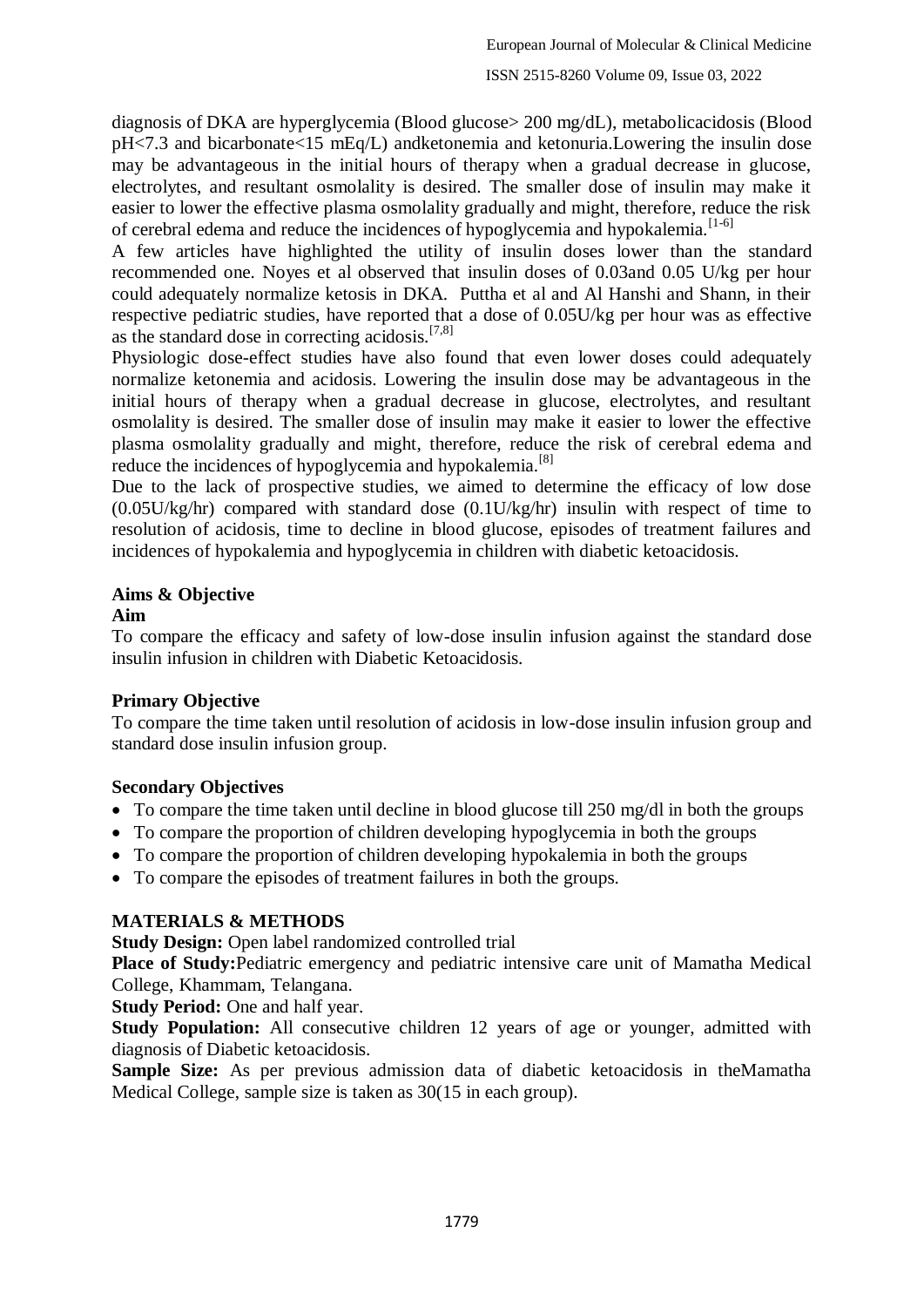diagnosis of DKA are hyperglycemia (Blood glucose> 200 mg/dL), metabolicacidosis (Blood pH<7.3 and bicarbonate<15 mEq/L) andketonemia and ketonuria.Lowering the insulin dose may be advantageous in the initial hours of therapy when a gradual decrease in glucose, electrolytes, and resultant osmolality is desired. The smaller dose of insulin may make it easier to lower the effective plasma osmolality gradually and might, therefore, reduce the risk of cerebral edema and reduce the incidences of hypoglycemia and hypokalemia.[1-6]

A few articles have highlighted the utility of insulin doses lower than the standard recommended one. Noyes et al observed that insulin doses of 0.03and 0.05 U/kg per hour could adequately normalize ketosis in DKA. Puttha et al and Al Hanshi and Shann, in their respective pediatric studies, have reported that a dose of 0.05U/kg per hour was as effective as the standard dose in correcting acidosis.[7,8]

Physiologic dose-effect studies have also found that even lower doses could adequately normalize ketonemia and acidosis. Lowering the insulin dose may be advantageous in the initial hours of therapy when a gradual decrease in glucose, electrolytes, and resultant osmolality is desired. The smaller dose of insulin may make it easier to lower the effective plasma osmolality gradually and might, therefore, reduce the risk of cerebral edema and reduce the incidences of hypoglycemia and hypokalemia.[8]

Due to the lack of prospective studies, we aimed to determine the efficacy of low dose (0.05U/kg/hr) compared with standard dose (0.1U/kg/hr) insulin with respect of time to resolution of acidosis, time to decline in blood glucose, episodes of treatment failures and incidences of hypokalemia and hypoglycemia in children with diabetic ketoacidosis.

## Aims & Objective

### Aim

To compare the efficacy and safety of low-dose insulin infusion against the standard dose insulin infusion in children with Diabetic Ketoacidosis.

### Primary Objective

To compare the time taken until resolution of acidosis in low-dose insulin infusion group and standard dose insulin infusion group.

### Secondary Objectives

- To compare the time taken until decline in blood glucose till 250 mg/dl in both the groups
- To compare the proportion of children developing hypoglycemia in both the groups
- To compare the proportion of children developing hypokalemia in both the groups
- To compare the episodes of treatment failures in both the groups.

## MATERIALS & METHODS

**Study Design:** Open label randomized controlled trial

**Place of Study:**Pediatric emergency and pediatric intensive care unit of Mamatha Medical College, Khammam, Telangana.

**Study Period:** One and half year.

**Study Population:** All consecutive children 12 years of age or younger, admitted with diagnosis of Diabetic ketoacidosis.

**Sample Size:** As per previous admission data of diabetic ketoacidosis in theMamatha Medical College, sample size is taken as 30(15 in each group).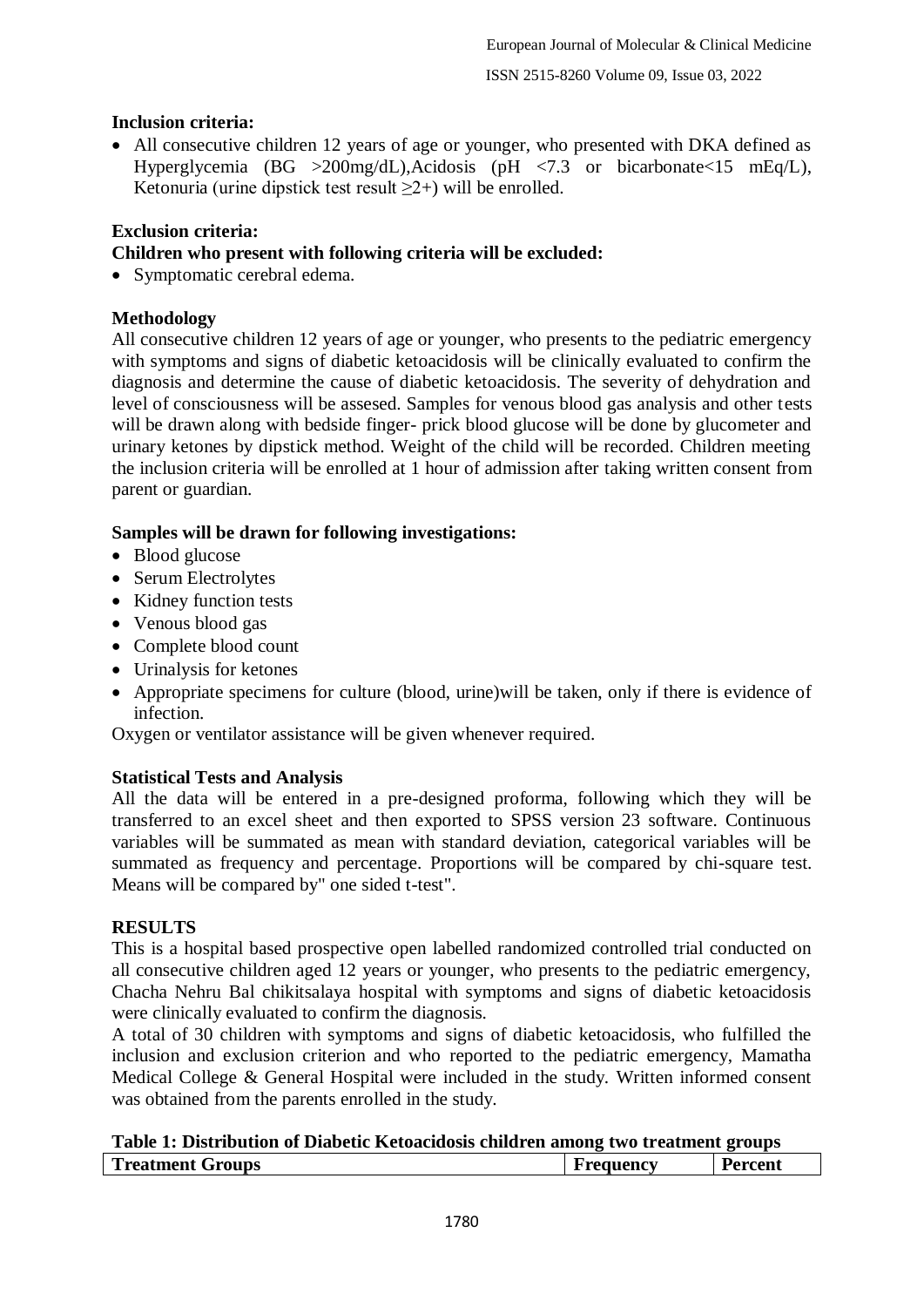**Inclusion criteria:**

- All consecutive children 12 years of age or younger, who presented with DKA defined as Hyperglycemia (BG >200mg/dL),Acidosis (pH <7.3 or bicarbonate<15 mEq/L), Ketonuria (urine dipstick test result ≥2+) will be enrolled.

**Exclusion criteria:**

**Children who present with following criteria will be excluded:**

- Symptomatic cerebral edema.

**Methodology**

All consecutive children 12 years of age or younger, who presents to the pediatric emergency with symptoms and signs of diabetic ketoacidosis will be clinically evaluated to confirm the diagnosis and determine the cause of diabetic ketoacidosis. The severity of dehydration and level of consciousness will be assesed. Samples for venous blood gas analysis and other tests will be drawn along with bedside finger- prick blood glucose will be done by glucometer and urinary ketones by dipstick method. Weight of the child will be recorded. Children meeting the inclusion criteria will be enrolled at 1 hour of admission after taking written consent from parent or guardian.

**Samples will be drawn for following investigations:**

- Blood glucose
- Serum Electrolytes
- Kidney function tests
- Venous blood gas
- Complete blood count
- Urinalysis for ketones
- Appropriate specimens for culture (blood, urine)will be taken, only if there is evidence of infection.

Oxygen or ventilator assistance will be given whenever required.

**Statistical Tests and Analysis**

All the data will be entered in a pre-designed proforma, following which they will be transferred to an excel sheet and then exported to SPSS version 23 software. Continuous variables will be summated as mean with standard deviation, categorical variables will be summated as frequency and percentage. Proportions will be compared by chi-square test. Means will be compared by" one sided t-test".

**RESULTS**

This is a hospital based prospective open labelled randomized controlled trial conducted on all consecutive children aged 12 years or younger, who presents to the pediatric emergency, Chacha Nehru Bal chikitsalaya hospital with symptoms and signs of diabetic ketoacidosis were clinically evaluated to confirm the diagnosis.

A total of 30 children with symptoms and signs of diabetic ketoacidosis, who fulfilled the inclusion and exclusion criterion and who reported to the pediatric emergency, Mamatha Medical College & General Hospital were included in the study. Written informed consent was obtained from the parents enrolled in the study.

**Table 1: Distribution of Diabetic Ketoacidosis children among two treatment groups**

| Treatment Groups | Frequency | Percent |
|---|---|---|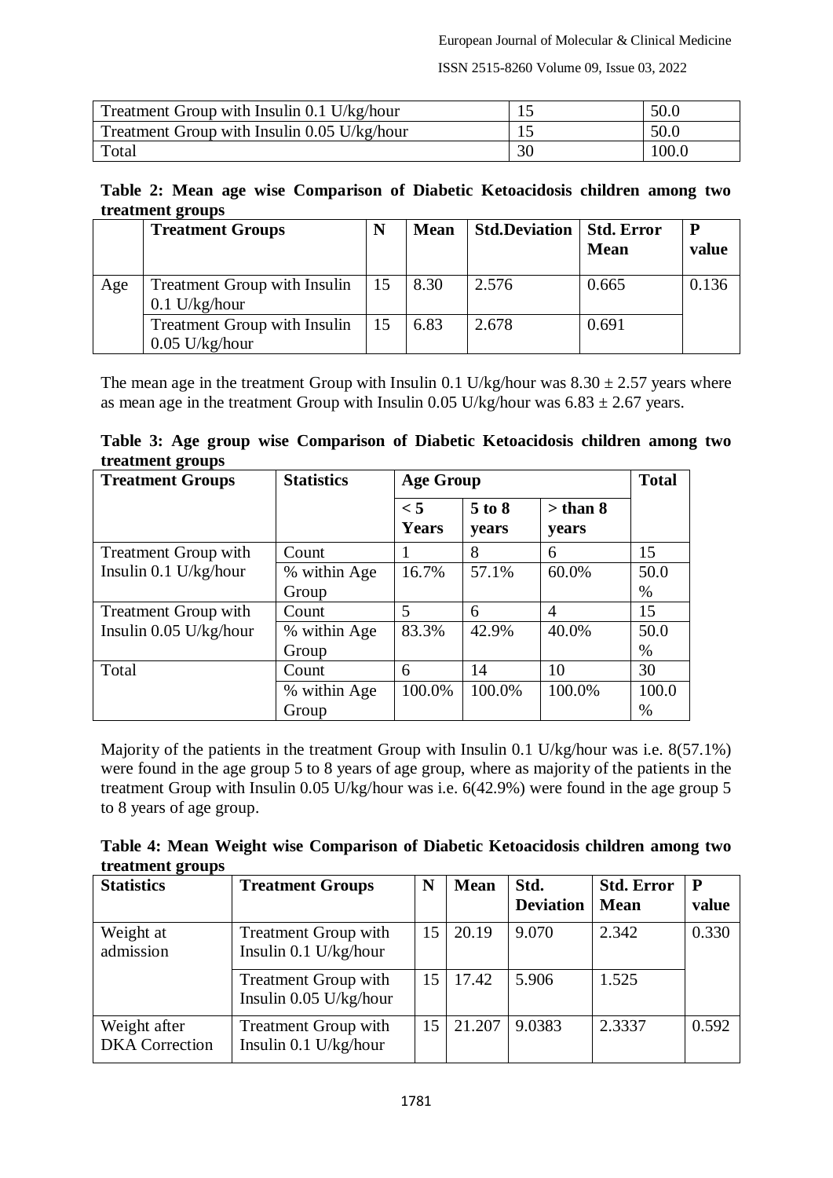| Treatment Group with Insulin 0.1 U/kg/hour | 15 | 50.0 |
|---|---|---|
| Treatment Group with Insulin 0.05 U/kg/hour | 15 | 50.0 |
| Total | 30 | 100.0 |

**Table 2: Mean age wise Comparison of Diabetic Ketoacidosis children among two treatment groups**

| | Treatment Groups | N | Mean | Std.Deviation | Std. Error Mean | P value |
|---|---|---|---|---|---|---|
| Age | Treatment Group with Insulin 0.1 U/kg/hour | 15 | 8.30 | 2.576 | 0.665 | 0.136 |
| | Treatment Group with Insulin 0.05 U/kg/hour | 15 | 6.83 | 2.678 | 0.691 | |

The mean age in the treatment Group with Insulin 0.1 U/kg/hour was $8.30 \pm 2.57$ years where as mean age in the treatment Group with Insulin 0.05 U/kg/hour was $6.83 \pm 2.67$ years.

**Table 3: Age group wise Comparison of Diabetic Ketoacidosis children among two treatment groups**

| Treatment Groups | Statistics | Age Group | | | Total |
|---|---|---|---|---|---|
| | | < 5 Years | 5 to 8 years | > than 8 years | |
| Treatment Group with Insulin 0.1 U/kg/hour | Count | 1 | 8 | 6 | 15 |
| | % within Age Group | 16.7% | 57.1% | 60.0% | 50.0 % |
| Treatment Group with Insulin 0.05 U/kg/hour | Count | 5 | 6 | 4 | 15 |
| | % within Age Group | 83.3% | 42.9% | 40.0% | 50.0 % |
| Total | Count | 6 | 14 | 10 | 30 |
| | % within Age Group | 100.0% | 100.0% | 100.0% | 100.0 % |

Majority of the patients in the treatment Group with Insulin 0.1 U/kg/hour was i.e. 8(57.1%) were found in the age group 5 to 8 years of age group, where as majority of the patients in the treatment Group with Insulin 0.05 U/kg/hour was i.e. 6(42.9%) were found in the age group 5 to 8 years of age group.

**Table 4: Mean Weight wise Comparison of Diabetic Ketoacidosis children among two treatment groups**

| Statistics | Treatment Groups | N | Mean | Std. Deviation | Std. Error Mean | P value |
|---|---|---|---|---|---|---|
| Weight at admission | Treatment Group with Insulin 0.1 U/kg/hour | 15 | 20.19 | 9.070 | 2.342 | 0.330 |
| | Treatment Group with Insulin 0.05 U/kg/hour | 15 | 17.42 | 5.906 | 1.525 | |
| Weight after DKA Correction | Treatment Group with Insulin 0.1 U/kg/hour | 15 | 21.207 | 9.0383 | 2.3337 | 0.592 |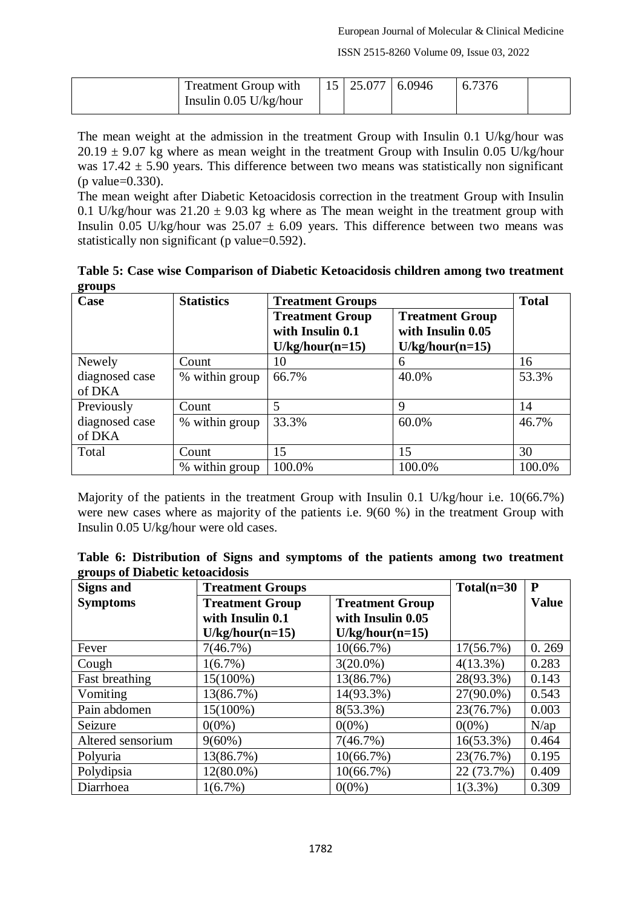| | Treatment Group with Insulin 0.05 U/kg/hour | 15 | 25.077 | 6.0946 | 6.7376 | |
|---|---|---|---|---|---|---|

The mean weight at the admission in the treatment Group with Insulin 0.1 U/kg/hour was 20.19 ± 9.07 kg where as mean weight in the treatment Group with Insulin 0.05 U/kg/hour was 17.42 ± 5.90 years. This difference between two means was statistically non significant (p value=0.330).

The mean weight after Diabetic Ketoacidosis correction in the treatment Group with Insulin 0.1 U/kg/hour was 21.20 ± 9.03 kg where as The mean weight in the treatment group with Insulin 0.05 U/kg/hour was 25.07 ± 6.09 years. This difference between two means was statistically non significant (p value=0.592).

**Table 5: Case wise Comparison of Diabetic Ketoacidosis children among two treatment groups**

| Case | Statistics | Treatment Groups | | Total |
|---|---|---|---|---|
| | | Treatment Group with Insulin 0.1 U/kg/hour(n=15) | Treatment Group with Insulin 0.05 U/kg/hour(n=15) | |
| Newely diagnosed case of DKA | Count | 10 | 6 | 16 |
| | % within group | 66.7% | 40.0% | 53.3% |
| Previously diagnosed case of DKA | Count | 5 | 9 | 14 |
| | % within group | 33.3% | 60.0% | 46.7% |
| Total | Count | 15 | 15 | 30 |
| | % within group | 100.0% | 100.0% | 100.0% |

Majority of the patients in the treatment Group with Insulin 0.1 U/kg/hour i.e. 10(66.7%) were new cases where as majority of the patients i.e. 9(60 %) in the treatment Group with Insulin 0.05 U/kg/hour were old cases.

**Table 6: Distribution of Signs and symptoms of the patients among two treatment groups of Diabetic ketoacidosis**

| Signs and Symptoms | Treatment Groups | | Total(n=30 | P Value |
|---|---|---|---|---|
| | Treatment Group with Insulin 0.1 U/kg/hour(n=15) | Treatment Group with Insulin 0.05 U/kg/hour(n=15) | | |
| Fever | 7(46.7%) | 10(66.7%) | 17(56.7%) | 0. 269 |
| Cough | 1(6.7%) | 3(20.0%) | 4(13.3%) | 0.283 |
| Fast breathing | 15(100%) | 13(86.7%) | 28(93.3%) | 0.143 |
| Vomiting | 13(86.7%) | 14(93.3%) | 27(90.0%) | 0.543 |
| Pain abdomen | 15(100%) | 8(53.3%) | 23(76.7%) | 0.003 |
| Seizure | 0(0%) | 0(0%) | 0(0%) | N/ap |
| Altered sensorium | 9(60%) | 7(46.7%) | 16(53.3%) | 0.464 |
| Polyuria | 13(86.7%) | 10(66.7%) | 23(76.7%) | 0.195 |
| Polydipsia | 12(80.0%) | 10(66.7%) | 22 (73.7%) | 0.409 |
| Diarrhoea | 1(6.7%) | 0(0%) | 1(3.3%) | 0.309 |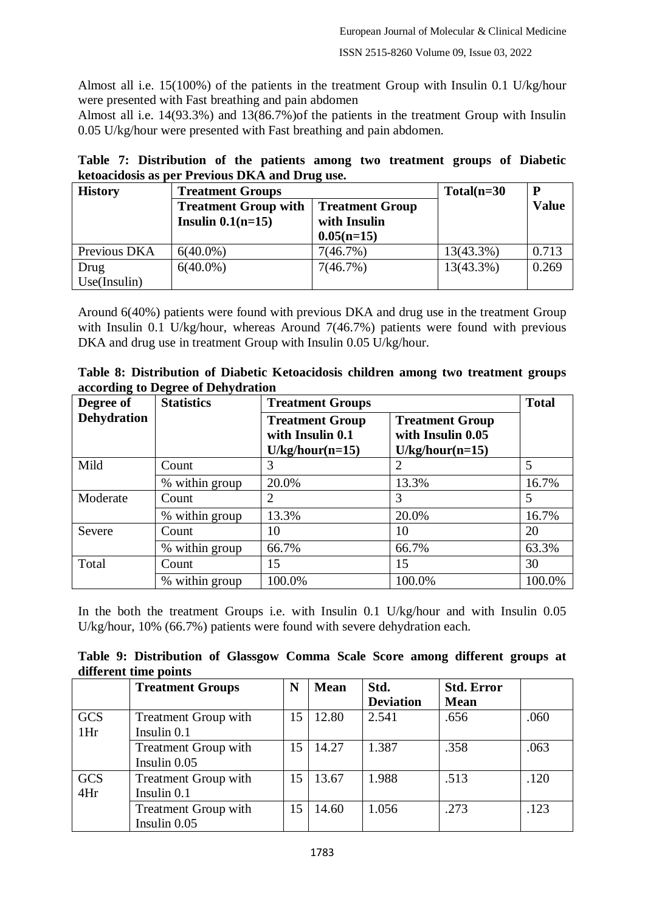Almost all i.e. 15(100%) of the patients in the treatment Group with Insulin 0.1 U/kg/hour were presented with Fast breathing and pain abdomen

Almost all i.e. 14(93.3%) and 13(86.7%)of the patients in the treatment Group with Insulin 0.05 U/kg/hour were presented with Fast breathing and pain abdomen.

**Table 7: Distribution of the patients among two treatment groups of Diabetic ketoacidosis as per Previous DKA and Drug use.**

| History | Treatment Groups | | Total(n=30 | P Value |
|---|---|---|---|---|
| | Treatment Group with Insulin 0.1(n=15) | Treatment Group with Insulin 0.05(n=15) | | |
| Previous DKA | 6(40.0%) | 7(46.7%) | 13(43.3%) | 0.713 |
| Drug Use(Insulin) | 6(40.0%) | 7(46.7%) | 13(43.3%) | 0.269 |

Around 6(40%) patients were found with previous DKA and drug use in the treatment Group with Insulin 0.1 U/kg/hour, whereas Around 7(46.7%) patients were found with previous DKA and drug use in treatment Group with Insulin 0.05 U/kg/hour.

**Table 8: Distribution of Diabetic Ketoacidosis children among two treatment groups according to Degree of Dehydration**

| Degree of Dehydration | Statistics | Treatment Groups | | Total |
|---|---|---|---|---|
| | | Treatment Group with Insulin 0.1 U/kg/hour(n=15) | Treatment Group with Insulin 0.05 U/kg/hour(n=15) | |
| Mild | Count | 3 | 2 | 5 |
| | % within group | 20.0% | 13.3% | 16.7% |
| Moderate | Count | 2 | 3 | 5 |
| | % within group | 13.3% | 20.0% | 16.7% |
| Severe | Count | 10 | 10 | 20 |
| | % within group | 66.7% | 66.7% | 63.3% |
| Total | Count | 15 | 15 | 30 |
| | % within group | 100.0% | 100.0% | 100.0% |

In the both the treatment Groups i.e. with Insulin 0.1 U/kg/hour and with Insulin 0.05 U/kg/hour, 10% (66.7%) patients were found with severe dehydration each.

**Table 9: Distribution of Glassgow Comma Scale Score among different groups at different time points**

| | Treatment Groups | N | Mean | Std. Deviation | Std. Error Mean | |
|---|---|---|---|---|---|---|
| GCS 1Hr | Treatment Group with Insulin 0.1 | 15 | 12.80 | 2.541 | .656 | .060 |
| | Treatment Group with Insulin 0.05 | 15 | 14.27 | 1.387 | .358 | .063 |
| GCS 4Hr | Treatment Group with Insulin 0.1 | 15 | 13.67 | 1.988 | .513 | .120 |
| | Treatment Group with Insulin 0.05 | 15 | 14.60 | 1.056 | .273 | .123 |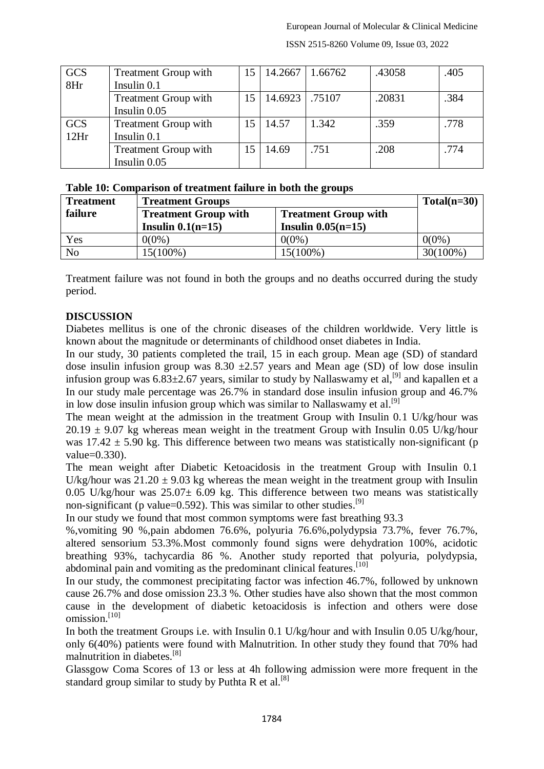| GCS 8Hr | Treatment Group with Insulin 0.1 | 15 | 14.2667 | 1.66762 | .43058 | .405 |
|---|---|---|---|---|---|---|
| | Treatment Group with Insulin 0.05 | 15 | 14.6923 | .75107 | .20831 | .384 |
| GCS 12Hr | Treatment Group with Insulin 0.1 | 15 | 14.57 | 1.342 | .359 | .778 |
| | Treatment Group with Insulin 0.05 | 15 | 14.69 | .751 | .208 | .774 |

**Table 10: Comparison of treatment failure in both the groups**

| Treatment failure | Treatment Groups | | Total(n=30) |
|---|---|---|---|
| | Treatment Group with Insulin 0.1(n=15) | Treatment Group with Insulin 0.05(n=15) | |
| Yes | 0(0%) | 0(0%) | 0(0%) |
| No | 15(100%) | 15(100%) | 30(100%) |

Treatment failure was not found in both the groups and no deaths occurred during the study period.

## DISCUSSION

Diabetes mellitus is one of the chronic diseases of the children worldwide. Very little is known about the magnitude or determinants of childhood onset diabetes in India.

In our study, 30 patients completed the trail, 15 in each group. Mean age (SD) of standard dose insulin infusion group was 8.30 ±2.57 years and Mean age (SD) of low dose insulin infusion group was 6.83±2.67 years, similar to study by Nallaswamy et al,[9] and kapallen et a In our study male percentage was 26.7% in standard dose insulin infusion group and 46.7% in low dose insulin infusion group which was similar to Nallaswamy et al.[9]

The mean weight at the admission in the treatment Group with Insulin 0.1 U/kg/hour was 20.19 ± 9.07 kg whereas mean weight in the treatment Group with Insulin 0.05 U/kg/hour was 17.42 ± 5.90 kg. This difference between two means was statistically non-significant (p value=0.330).

The mean weight after Diabetic Ketoacidosis in the treatment Group with Insulin 0.1 U/kg/hour was 21.20 ± 9.03 kg whereas the mean weight in the treatment group with Insulin 0.05 U/kg/hour was 25.07± 6.09 kg. This difference between two means was statistically non-significant (p value=0.592). This was similar to other studies.[9]

In our study we found that most common symptoms were fast breathing 93.3 %,vomiting 90 %,pain abdomen 76.6%, polyuria 76.6%,polydypsia 73.7%, fever 76.7%, altered sensorium 53.3%.Most commonly found signs were dehydration 100%, acidotic breathing 93%, tachycardia 86 %. Another study reported that polyuria, polydypsia, abdominal pain and vomiting as the predominant clinical features.[10]

In our study, the commonest precipitating factor was infection 46.7%, followed by unknown cause 26.7% and dose omission 23.3 %. Other studies have also shown that the most common cause in the development of diabetic ketoacidosis is infection and others were dose omission.[10]

In both the treatment Groups i.e. with Insulin 0.1 U/kg/hour and with Insulin 0.05 U/kg/hour, only 6(40%) patients were found with Malnutrition. In other study they found that 70% had malnutrition in diabetes.[8]

Glassgow Coma Scores of 13 or less at 4h following admission were more frequent in the standard group similar to study by Puthta R et al.[8]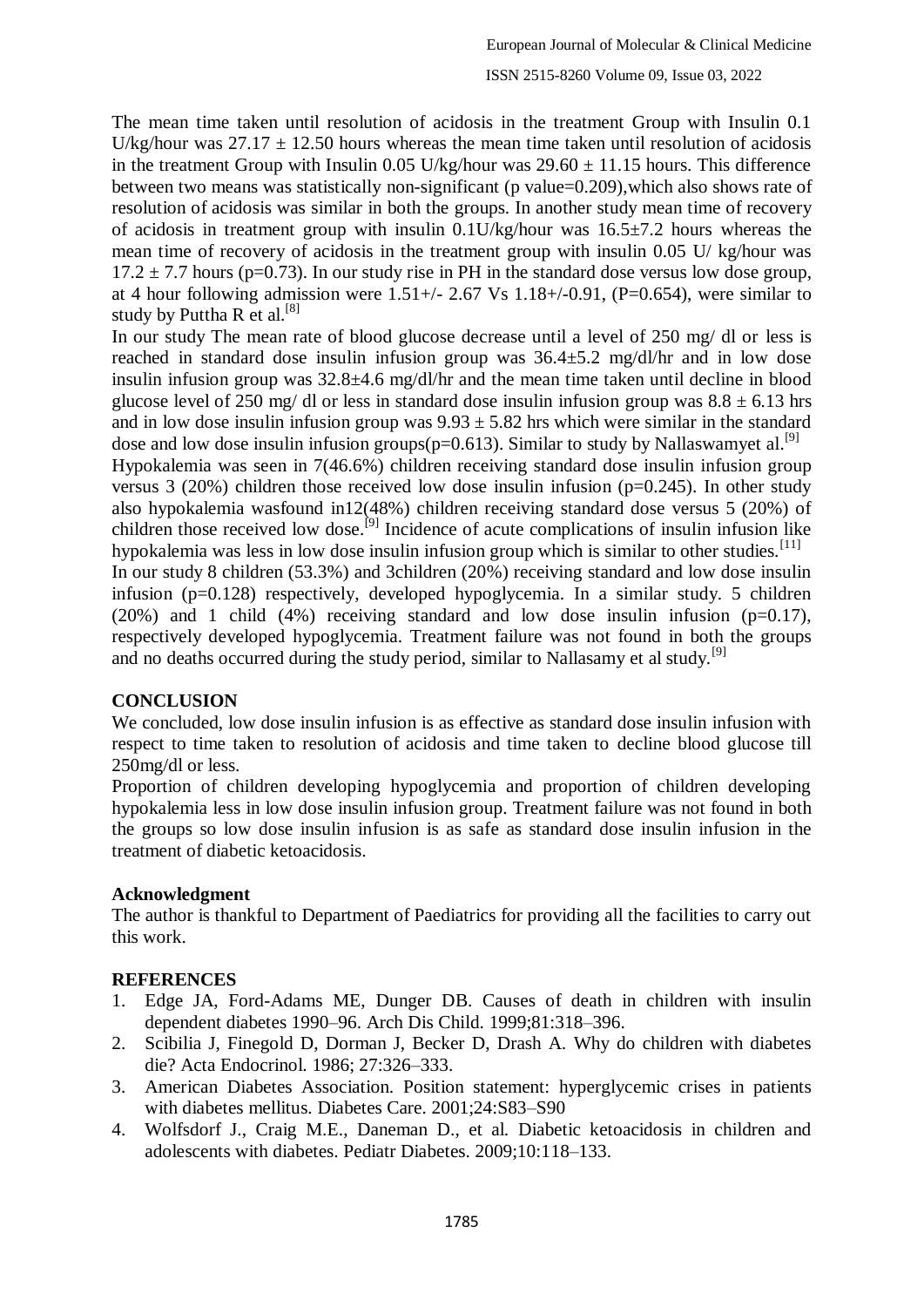The mean time taken until resolution of acidosis in the treatment Group with Insulin 0.1 U/kg/hour was $27.17 \pm 12.50$ hours whereas the mean time taken until resolution of acidosis in the treatment Group with Insulin 0.05 U/kg/hour was $29.60 \pm 11.15$ hours. This difference between two means was statistically non-significant (p value=0.209),which also shows rate of resolution of acidosis was similar in both the groups. In another study mean time of recovery of acidosis in treatment group with insulin 0.1U/kg/hour was $16.5 \pm 7.2$ hours whereas the mean time of recovery of acidosis in the treatment group with insulin 0.05 U/ kg/hour was $17.2 \pm 7.7$ hours (p=0.73). In our study rise in PH in the standard dose versus low dose group, at 4 hour following admission were 1.51+/- 2.67 Vs 1.18+/-0.91, (P=0.654), were similar to study by Puttha R et al.[8]

In our study The mean rate of blood glucose decrease until a level of 250 mg/ dl or less is reached in standard dose insulin infusion group was $36.4 \pm 5.2$ mg/dl/hr and in low dose insulin infusion group was $32.8 \pm 4.6$ mg/dl/hr and the mean time taken until decline in blood glucose level of 250 mg/ dl or less in standard dose insulin infusion group was $8.8 \pm 6.13$ hrs and in low dose insulin infusion group was $9.93 \pm 5.82$ hrs which were similar in the standard dose and low dose insulin infusion groups(p=0.613). Similar to study by Nallaswamyet al.[9]

Hypokalemia was seen in 7(46.6%) children receiving standard dose insulin infusion group versus 3 (20%) children those received low dose insulin infusion (p=0.245). In other study also hypokalemia wasfound in12(48%) children receiving standard dose versus 5 (20%) of children those received low dose.[9] Incidence of acute complications of insulin infusion like hypokalemia was less in low dose insulin infusion group which is similar to other studies.[11]

In our study 8 children (53.3%) and 3children (20%) receiving standard and low dose insulin infusion (p=0.128) respectively, developed hypoglycemia. In a similar study. 5 children (20%) and 1 child (4%) receiving standard and low dose insulin infusion (p=0.17), respectively developed hypoglycemia. Treatment failure was not found in both the groups and no deaths occurred during the study period, similar to Nallasamy et al study.[9]

## CONCLUSION

We concluded, low dose insulin infusion is as effective as standard dose insulin infusion with respect to time taken to resolution of acidosis and time taken to decline blood glucose till 250mg/dl or less.

Proportion of children developing hypoglycemia and proportion of children developing hypokalemia less in low dose insulin infusion group. Treatment failure was not found in both the groups so low dose insulin infusion is as safe as standard dose insulin infusion in the treatment of diabetic ketoacidosis.

## Acknowledgment

The author is thankful to Department of Paediatrics for providing all the facilities to carry out this work.

## REFERENCES

1. Edge JA, Ford-Adams ME, Dunger DB. Causes of death in children with insulin dependent diabetes 1990–96. Arch Dis Child. 1999;81:318–396.
2. Scibilia J, Finegold D, Dorman J, Becker D, Drash A. Why do children with diabetes die? Acta Endocrinol. 1986; 27:326–333.
3. American Diabetes Association. Position statement: hyperglycemic crises in patients with diabetes mellitus. Diabetes Care. 2001;24:S83–S90
4. Wolfsdorf J., Craig M.E., Daneman D., et al. Diabetic ketoacidosis in children and adolescents with diabetes. Pediatr Diabetes. 2009;10:118–133.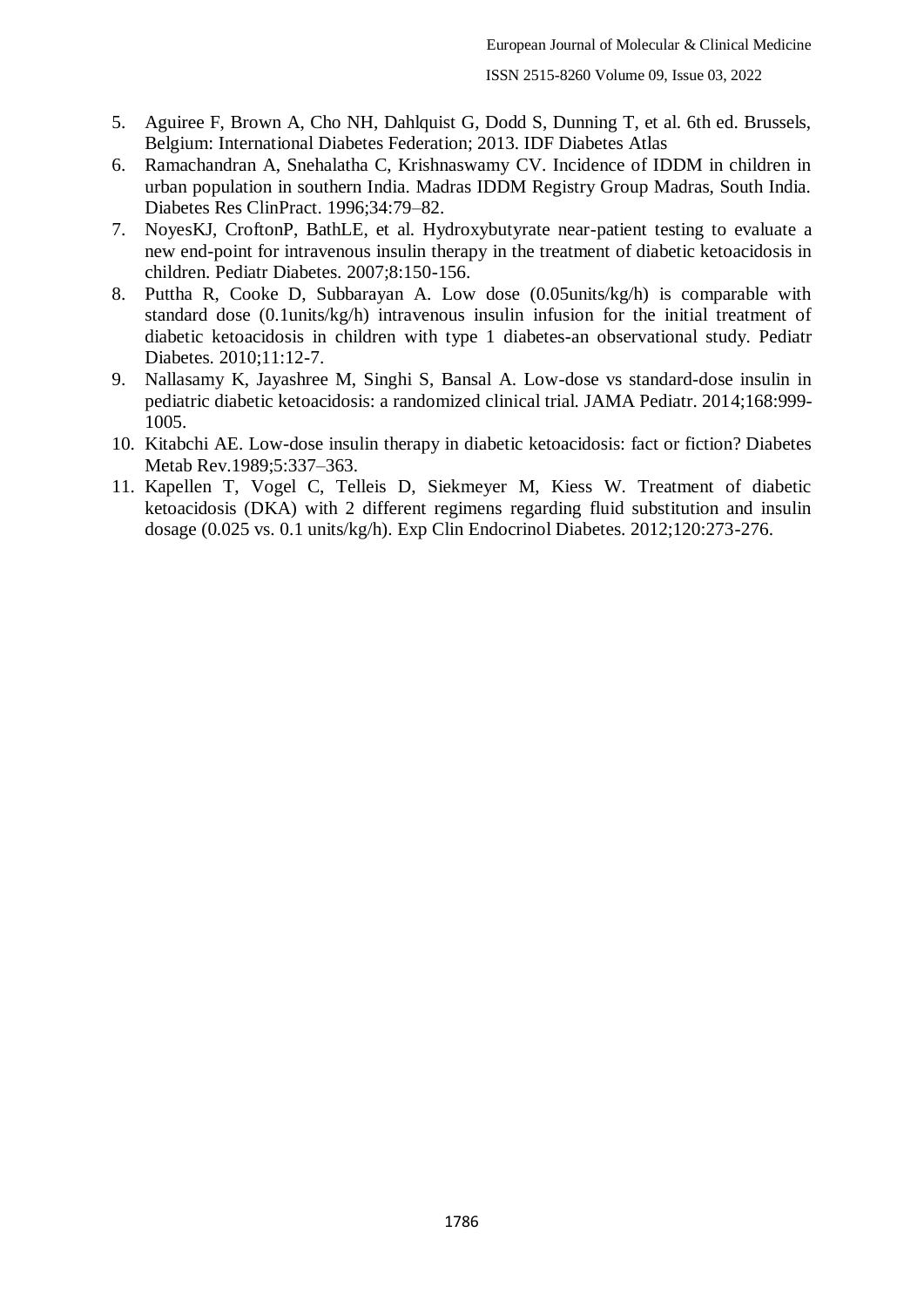5. Aguiree F, Brown A, Cho NH, Dahlquist G, Dodd S, Dunning T, et al. 6th ed. Brussels, Belgium: International Diabetes Federation; 2013. IDF Diabetes Atlas
6. Ramachandran A, Snehalatha C, Krishnaswamy CV. Incidence of IDDM in children in urban population in southern India. Madras IDDM Registry Group Madras, South India. Diabetes Res ClinPract. 1996;34:79–82.
7. NoyesKJ, CroftonP, BathLE, et al. Hydroxybutyrate near-patient testing to evaluate a new end-point for intravenous insulin therapy in the treatment of diabetic ketoacidosis in children. Pediatr Diabetes. 2007;8:150-156.
8. Puttha R, Cooke D, Subbarayan A. Low dose (0.05units/kg/h) is comparable with standard dose (0.1units/kg/h) intravenous insulin infusion for the initial treatment of diabetic ketoacidosis in children with type 1 diabetes-an observational study. Pediatr Diabetes. 2010;11:12-7.
9. Nallasamy K, Jayashree M, Singhi S, Bansal A. Low-dose vs standard-dose insulin in pediatric diabetic ketoacidosis: a randomized clinical trial. JAMA Pediatr. 2014;168:999-1005.
10. Kitabchi AE. Low-dose insulin therapy in diabetic ketoacidosis: fact or fiction? Diabetes Metab Rev.1989;5:337–363.
11. Kapellen T, Vogel C, Telleis D, Siekmeyer M, Kiess W. Treatment of diabetic ketoacidosis (DKA) with 2 different regimens regarding fluid substitution and insulin dosage (0.025 vs. 0.1 units/kg/h). Exp Clin Endocrinol Diabetes. 2012;120:273-276.